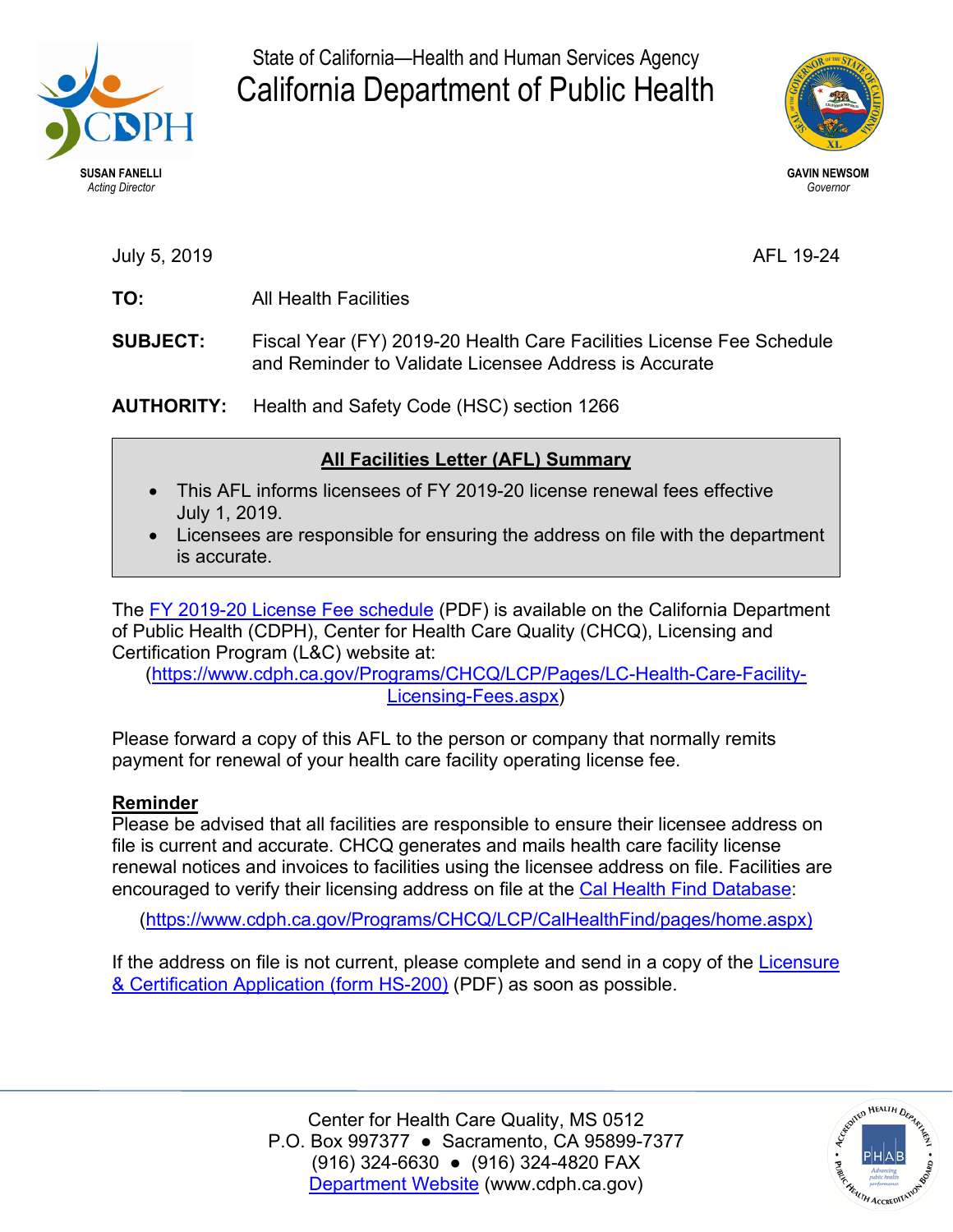State of California—Health and Human Services Agency

# California Department of Public Health

**SUSAN FANELLI**
*Acting Director*

**GAVIN NEWSOM**
*Governor*

July 5, 2019

AFL 19-24

**TO:** All Health Facilities

**SUBJECT:** Fiscal Year (FY) 2019-20 Health Care Facilities License Fee Schedule and Reminder to Validate Licensee Address is Accurate

**AUTHORITY:** Health and Safety Code (HSC) section 1266

**All Facilities Letter (AFL) Summary**

- This AFL informs licensees of FY 2019-20 license renewal fees effective July 1, 2019.
- Licensees are responsible for ensuring the address on file with the department is accurate.

The FY 2019-20 License Fee schedule (PDF) is available on the California Department of Public Health (CDPH), Center for Health Care Quality (CHCQ), Licensing and Certification Program (L&C) website at:
(https://www.cdph.ca.gov/Programs/CHCQ/LCP/Pages/LC-Health-Care-Facility-Licensing-Fees.aspx)

Please forward a copy of this AFL to the person or company that normally remits payment for renewal of your health care facility operating license fee.

**Reminder**

Please be advised that all facilities are responsible to ensure their licensee address on file is current and accurate. CHCQ generates and mails health care facility license renewal notices and invoices to facilities using the licensee address on file. Facilities are encouraged to verify their licensing address on file at the Cal Health Find Database:

(https://www.cdph.ca.gov/Programs/CHCQ/LCP/CalHealthFind/pages/home.aspx)

If the address on file is not current, please complete and send in a copy of the Licensure & Certification Application (form HS-200) (PDF) as soon as possible.

Center for Health Care Quality, MS 0512
P.O. Box 997377 ● Sacramento, CA 95899-7377
(916) 324-6630 ● (916) 324-4820 FAX
Department Website (www.cdph.ca.gov)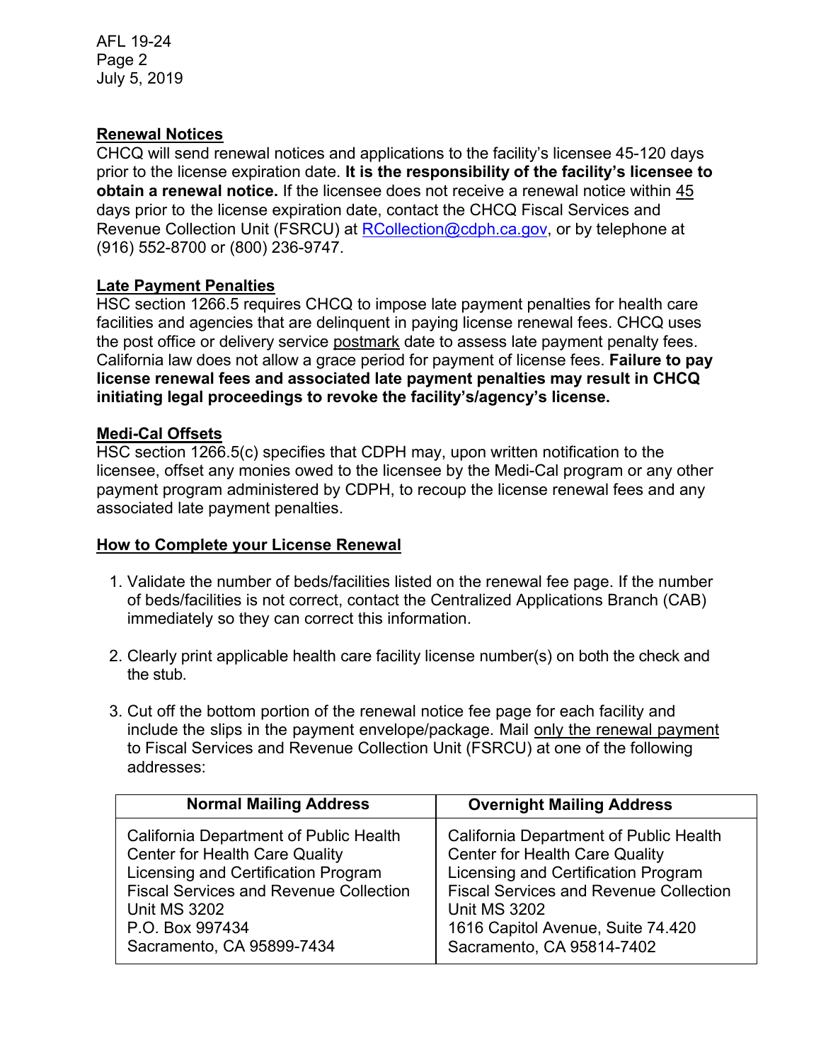## Renewal Notices

CHCQ will send renewal notices and applications to the facility's licensee 45-120 days prior to the license expiration date. **It is the responsibility of the facility's licensee to obtain a renewal notice.** If the licensee does not receive a renewal notice within 45 days prior to the license expiration date, contact the CHCQ Fiscal Services and Revenue Collection Unit (FSRCU) at RCollection@cdph.ca.gov, or by telephone at (916) 552-8700 or (800) 236-9747.

## Late Payment Penalties

HSC section 1266.5 requires CHCQ to impose late payment penalties for health care facilities and agencies that are delinquent in paying license renewal fees. CHCQ uses the post office or delivery service postmark date to assess late payment penalty fees. California law does not allow a grace period for payment of license fees. **Failure to pay license renewal fees and associated late payment penalties may result in CHCQ initiating legal proceedings to revoke the facility's/agency's license.**

## Medi-Cal Offsets

HSC section 1266.5(c) specifies that CDPH may, upon written notification to the licensee, offset any monies owed to the licensee by the Medi-Cal program or any other payment program administered by CDPH, to recoup the license renewal fees and any associated late payment penalties.

## How to Complete your License Renewal

1. Validate the number of beds/facilities listed on the renewal fee page. If the number of beds/facilities is not correct, contact the Centralized Applications Branch (CAB) immediately so they can correct this information.

2. Clearly print applicable health care facility license number(s) on both the check and the stub.

3. Cut off the bottom portion of the renewal notice fee page for each facility and include the slips in the payment envelope/package. Mail only the renewal payment to Fiscal Services and Revenue Collection Unit (FSRCU) at one of the following addresses:

| Normal Mailing Address | Overnight Mailing Address |
|---|---|
| California Department of Public Health<br>Center for Health Care Quality<br>Licensing and Certification Program<br>Fiscal Services and Revenue Collection Unit MS 3202<br>P.O. Box 997434<br>Sacramento, CA 95899-7434 | California Department of Public Health<br>Center for Health Care Quality<br>Licensing and Certification Program<br>Fiscal Services and Revenue Collection Unit MS 3202<br>1616 Capitol Avenue, Suite 74.420<br>Sacramento, CA 95814-7402 |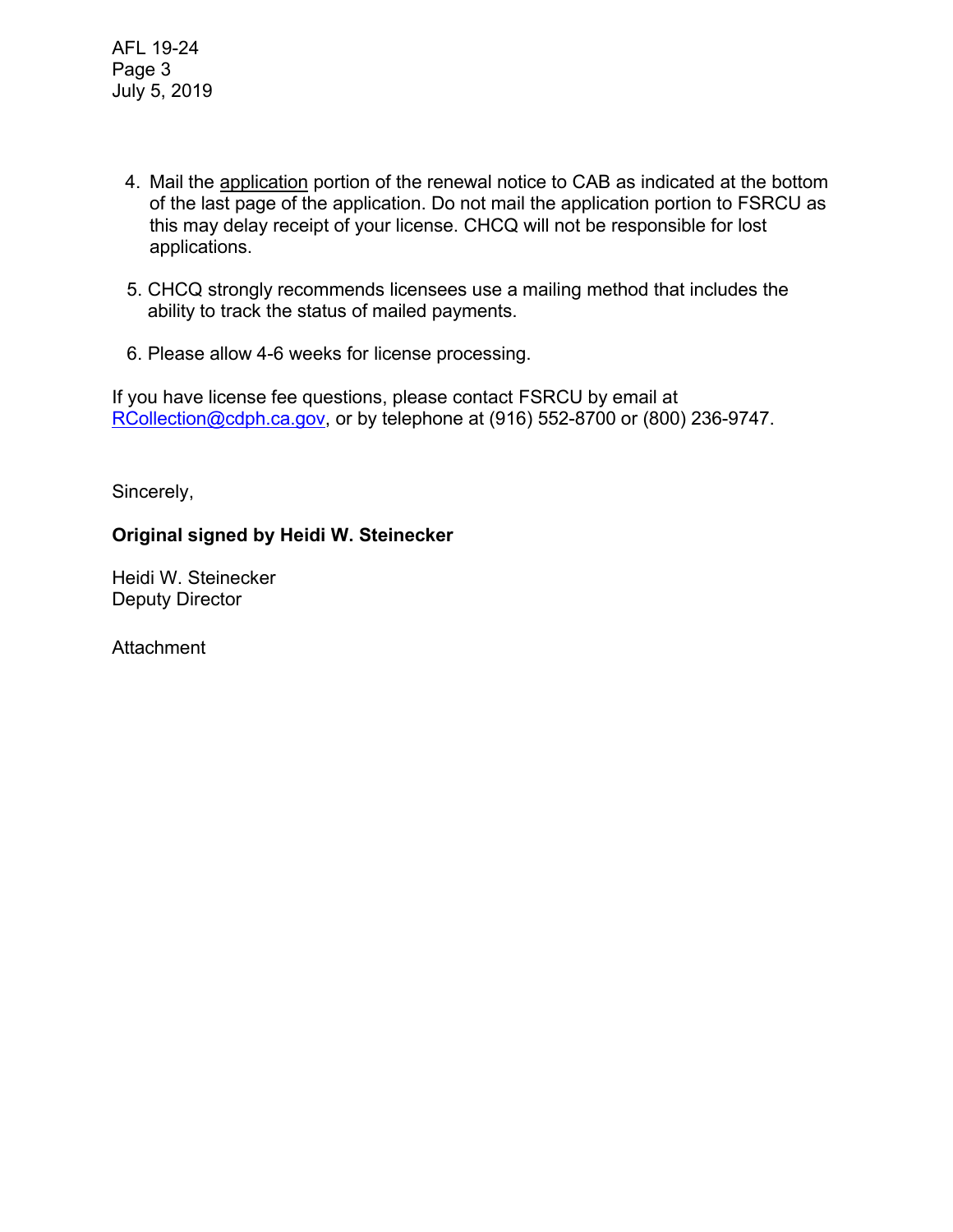4. Mail the application portion of the renewal notice to CAB as indicated at the bottom of the last page of the application. Do not mail the application portion to FSRCU as this may delay receipt of your license. CHCQ will not be responsible for lost applications.

5. CHCQ strongly recommends licensees use a mailing method that includes the ability to track the status of mailed payments.

6. Please allow 4-6 weeks for license processing.

If you have license fee questions, please contact FSRCU by email at RCollection@cdph.ca.gov, or by telephone at (916) 552-8700 or (800) 236-9747.

Sincerely,

**Original signed by Heidi W. Steinecker**

Heidi W. Steinecker
Deputy Director

Attachment